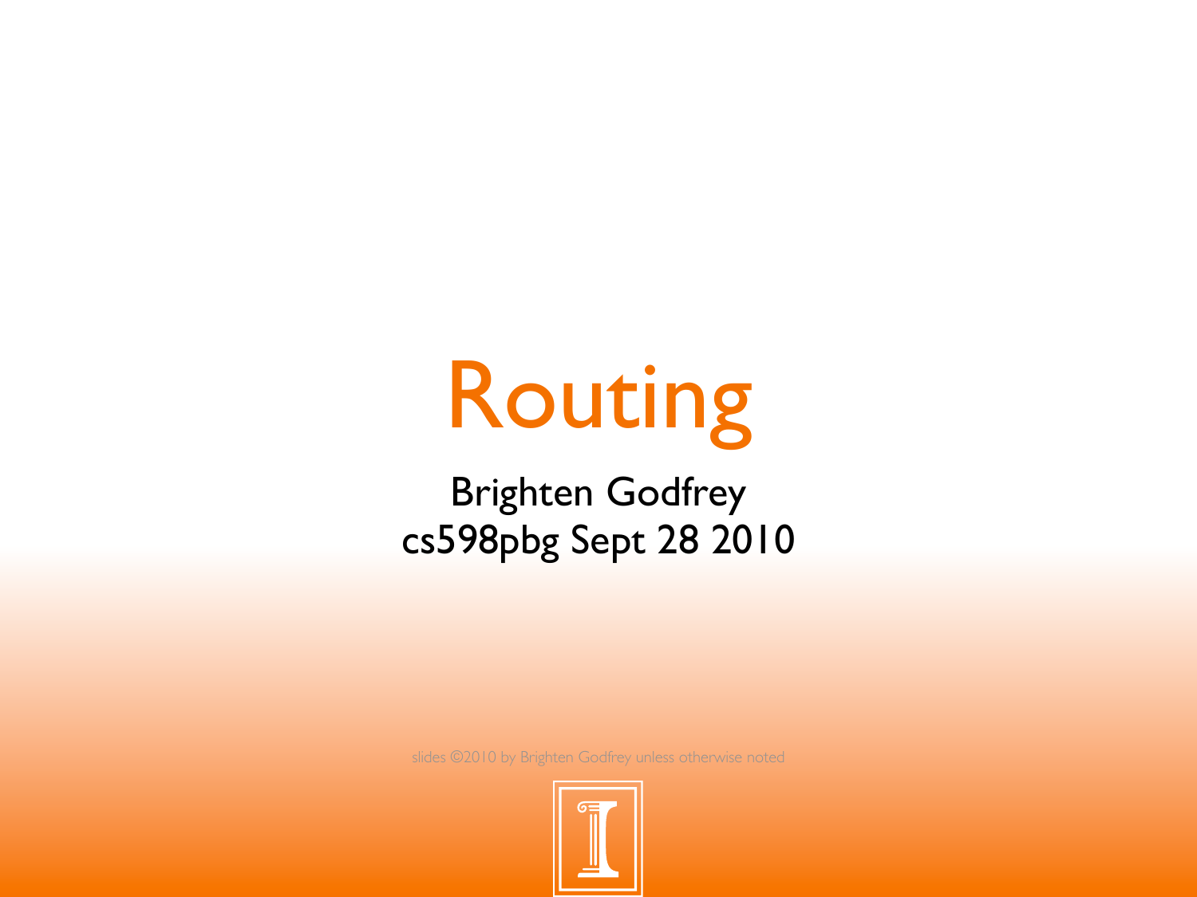# Routing

Brighten Godfrey
cs598pbg Sept 28 2010

slides ©2010 by Brighten Godfrey unless otherwise noted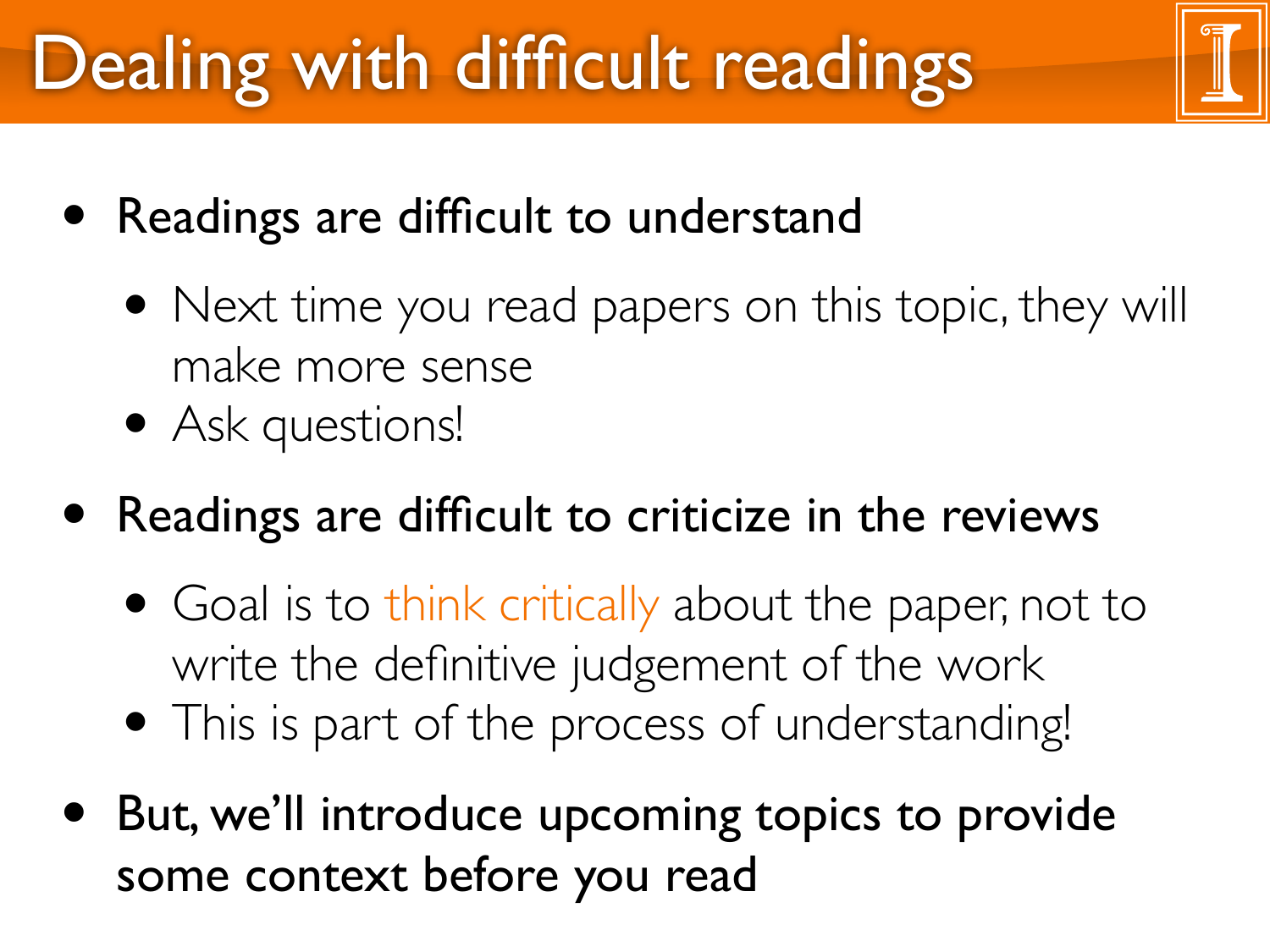# Dealing with difficult readings

- **Readings are difficult to understand**
  - Next time you read papers on this topic, they will make more sense
  - Ask questions!
- **Readings are difficult to criticize in the reviews**
  - Goal is to think critically about the paper, not to write the definitive judgement of the work
  - This is part of the process of understanding!
- **But, we'll introduce upcoming topics to provide some context before you read**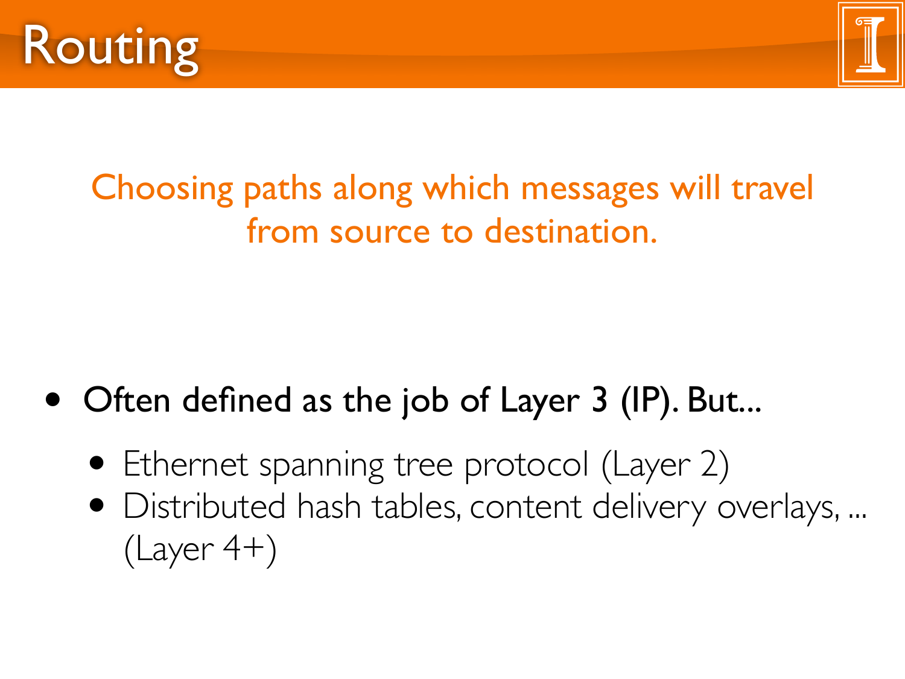# Routing

Choosing paths along which messages will travel from source to destination.

- Often defined as the job of Layer 3 (IP). But...
  - Ethernet spanning tree protocol (Layer 2)
  - Distributed hash tables, content delivery overlays, ... (Layer 4+)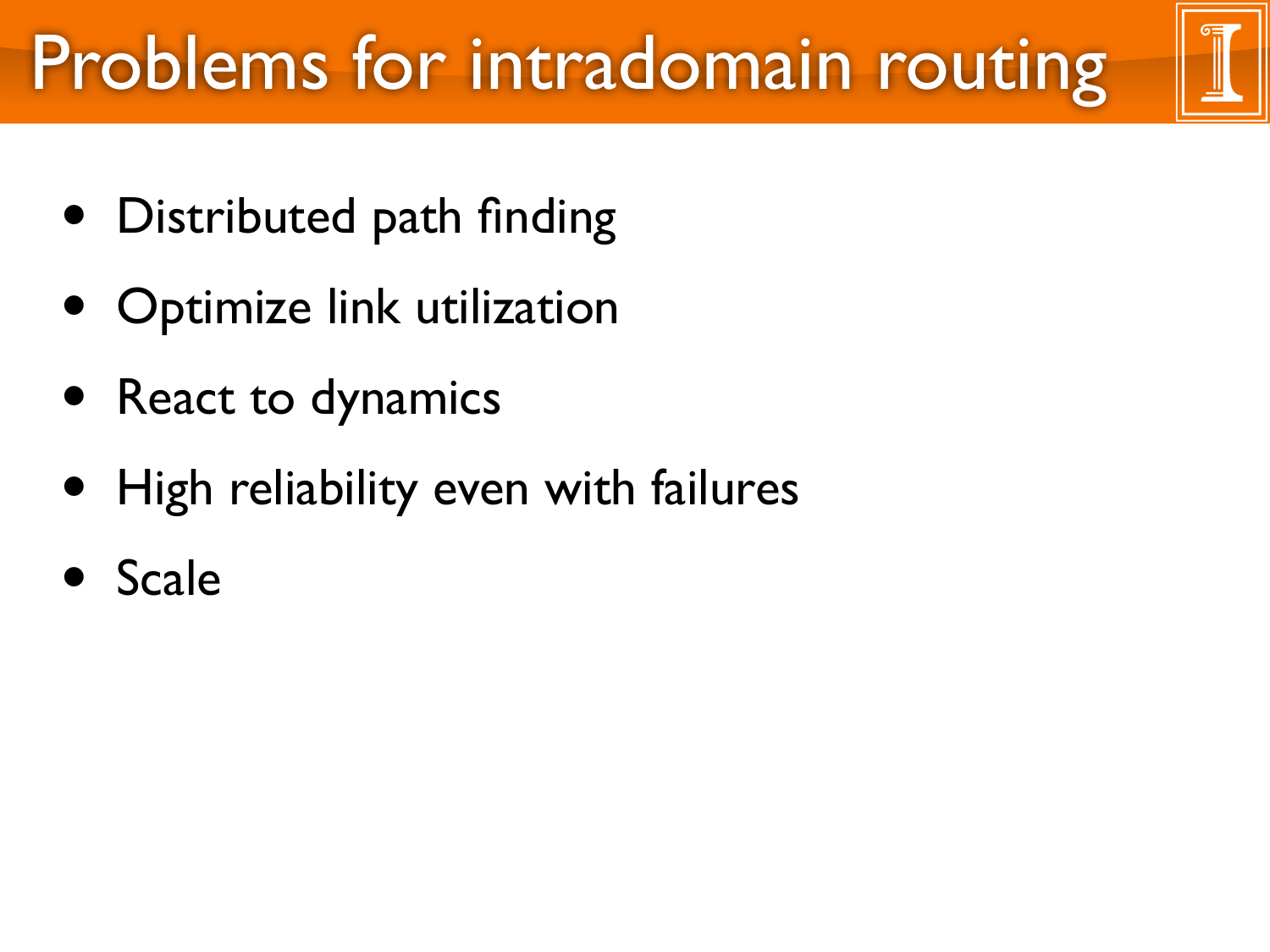# Problems for intradomain routing

- Distributed path finding
- Optimize link utilization
- React to dynamics
- High reliability even with failures
- Scale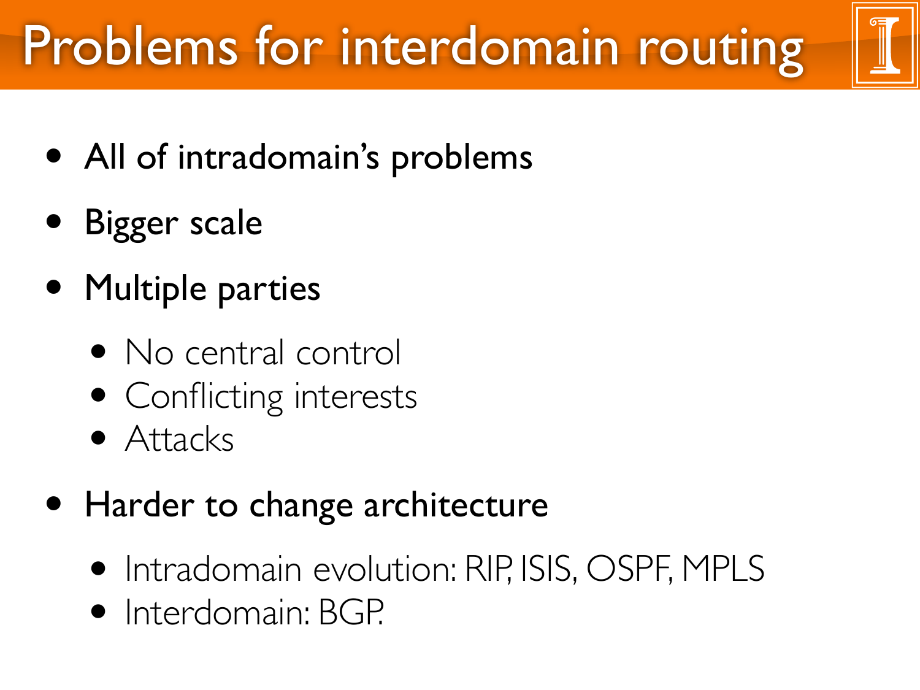# Problems for interdomain routing

- All of intradomain's problems
- Bigger scale
- Multiple parties
  - No central control
  - Conflicting interests
  - Attacks
- Harder to change architecture
  - Intradomain evolution: RIP, ISIS, OSPF, MPLS
  - Interdomain: BGP.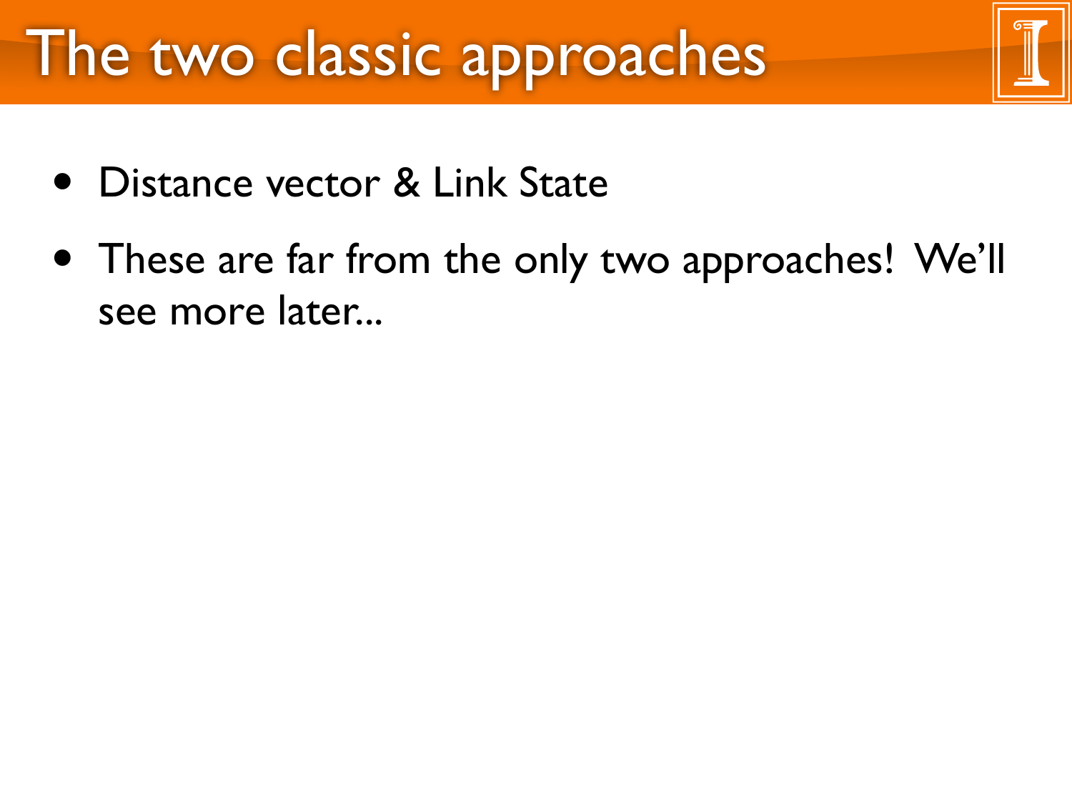# The two classic approaches

- Distance vector & Link State
- These are far from the only two approaches! We'll see more later...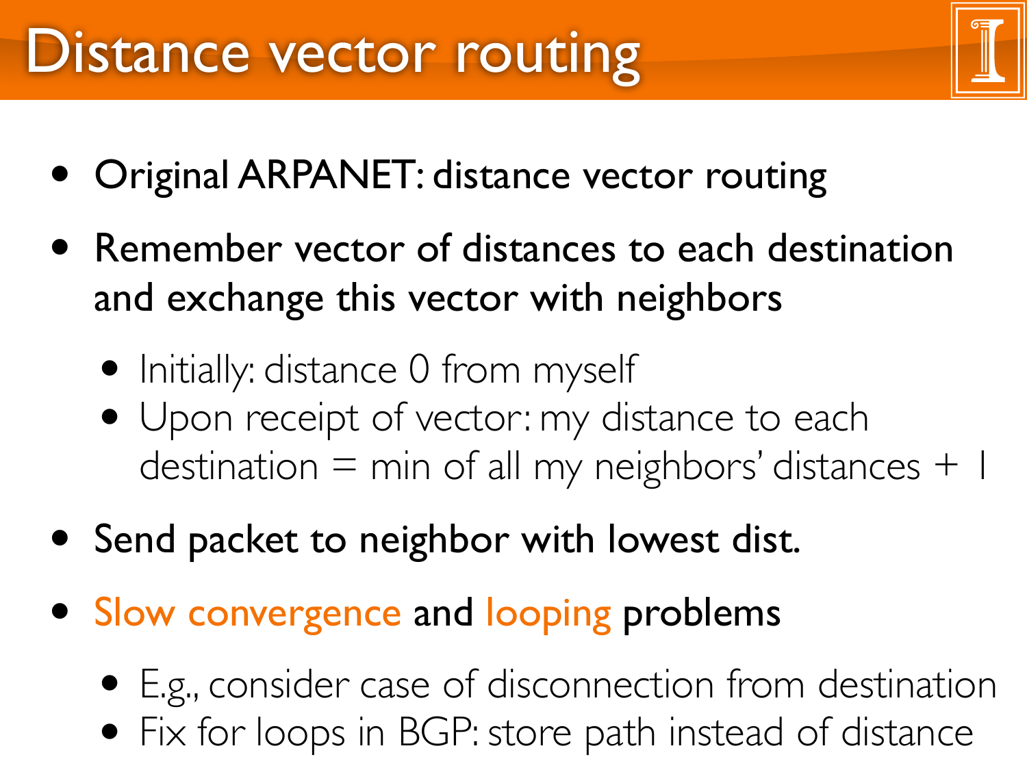# Distance vector routing

- Original ARPANET: distance vector routing
- Remember vector of distances to each destination and exchange this vector with neighbors
  - Initially: distance 0 from myself
  - Upon receipt of vector: my distance to each destination = min of all my neighbors' distances + 1
- Send packet to neighbor with lowest dist.
- Slow convergence and looping problems
  - E.g., consider case of disconnection from destination
  - Fix for loops in BGP: store path instead of distance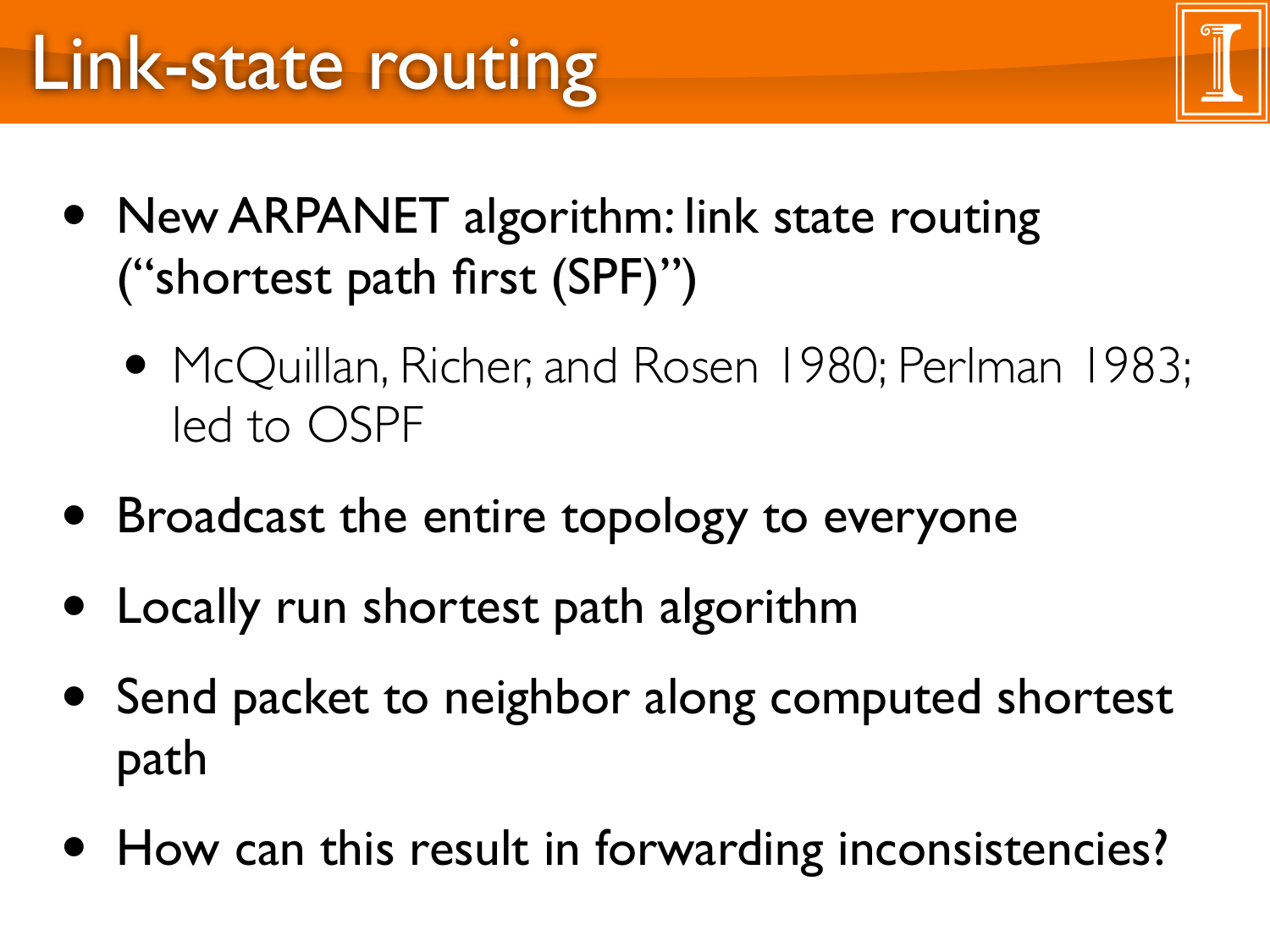# Link-state routing

- New ARPANET algorithm: link state routing ("shortest path first (SPF)")
  - McQuillan, Richer, and Rosen 1980; Perlman 1983; led to OSPF
- Broadcast the entire topology to everyone
- Locally run shortest path algorithm
- Send packet to neighbor along computed shortest path
- How can this result in forwarding inconsistencies?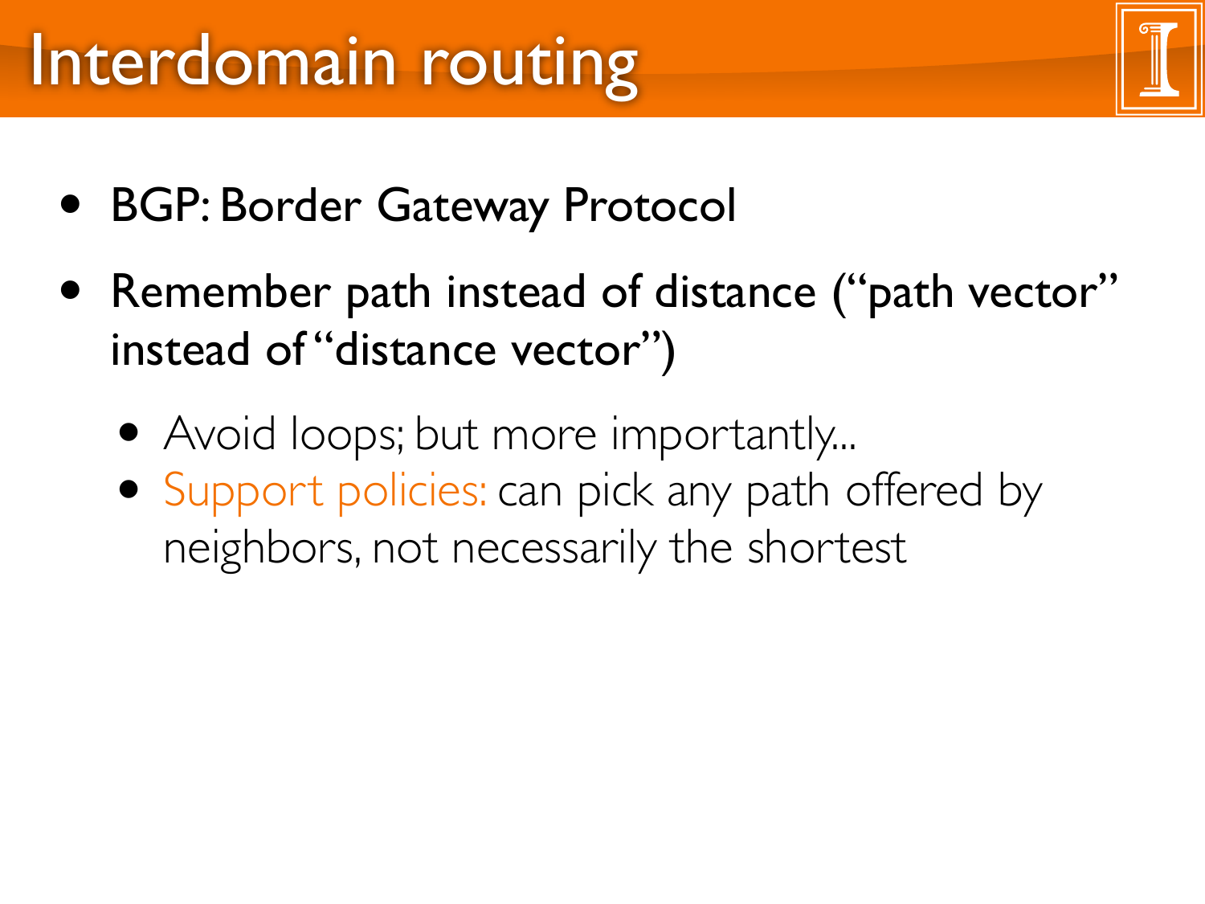# Interdomain routing

- BGP: Border Gateway Protocol
- Remember path instead of distance ("path vector" instead of "distance vector")
  - Avoid loops; but more importantly...
  - Support policies: can pick any path offered by neighbors, not necessarily the shortest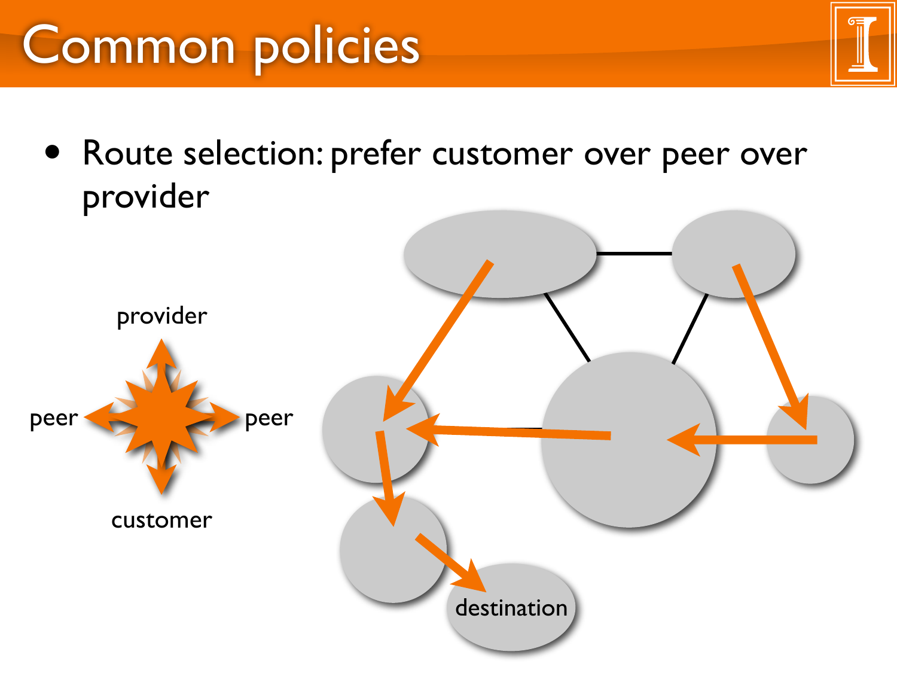# Common policies

- Route selection: prefer customer over peer over provider

provider

peer

peer

customer

destination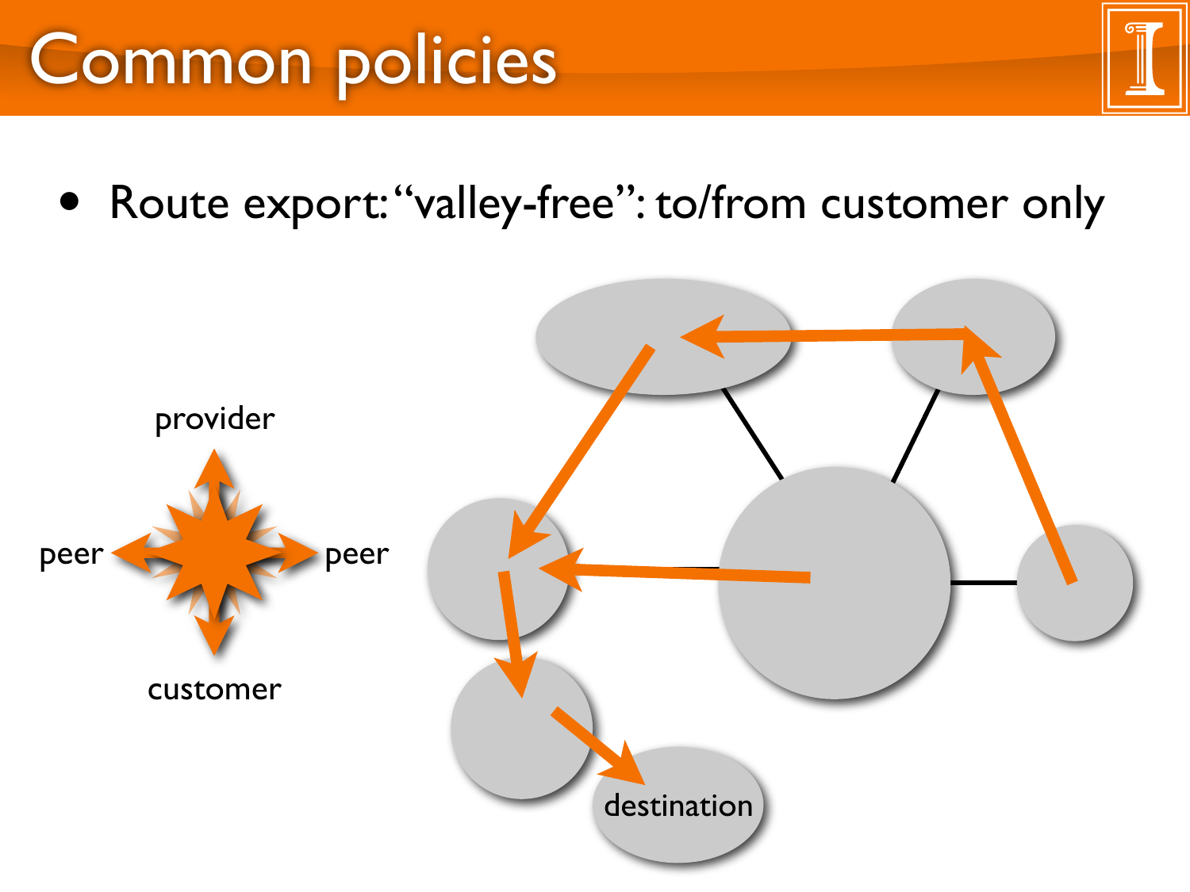# Common policies

- Route export: "valley-free": to/from customer only

provider

peer

peer

customer

destination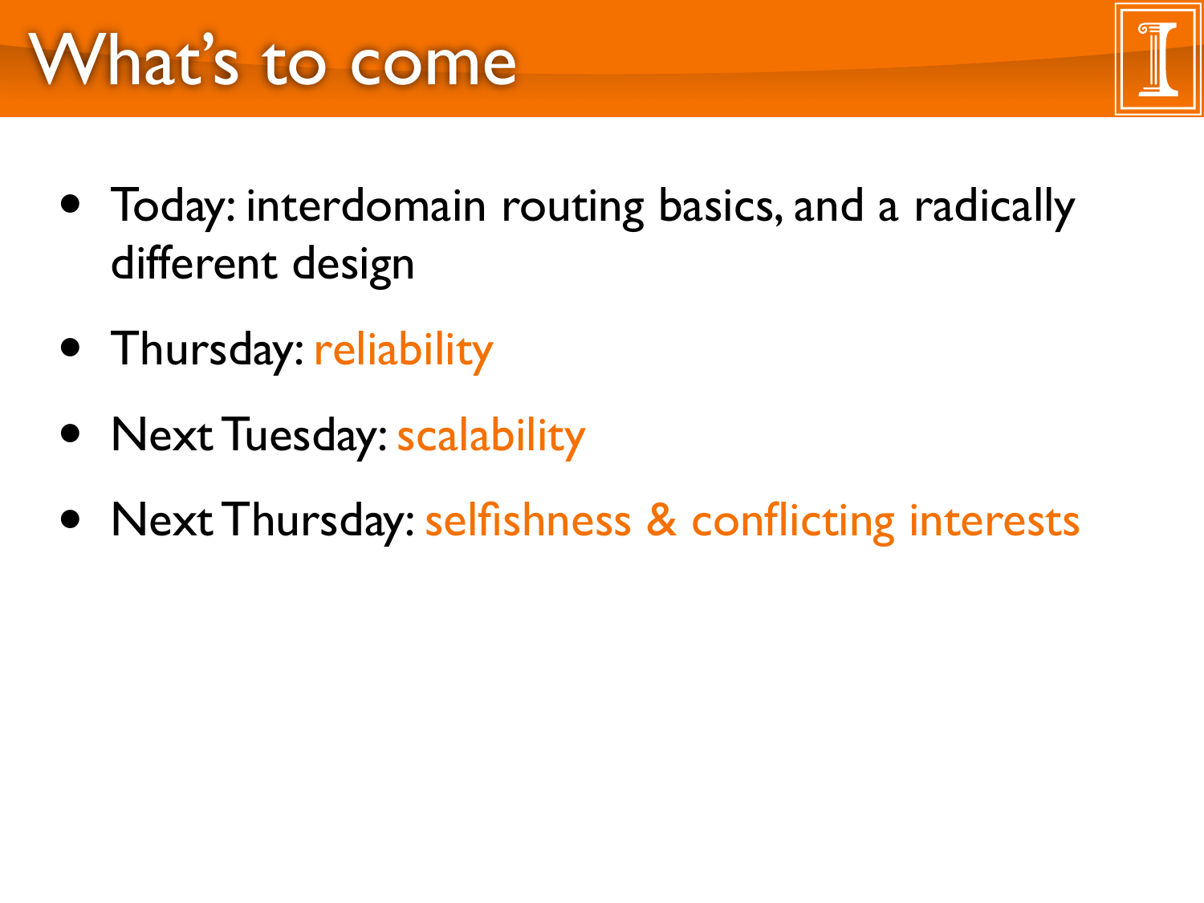# What's to come

- Today: interdomain routing basics, and a radically different design
- Thursday: reliability
- Next Tuesday: scalability
- Next Thursday: selfishness & conflicting interests